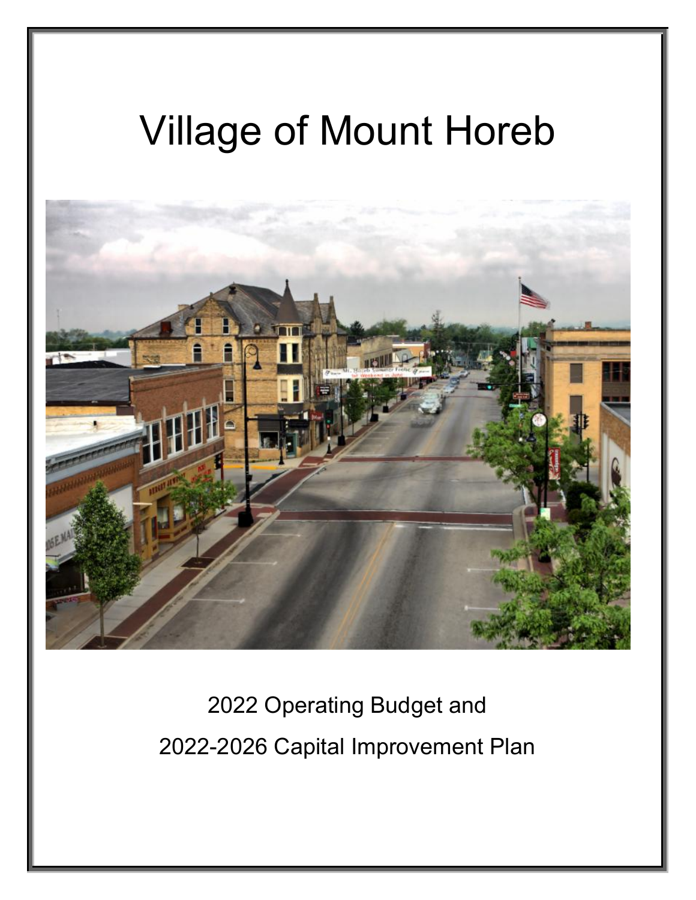# Village of Mount Horeb

2022 Operating Budget and

2022-2026 Capital Improvement Plan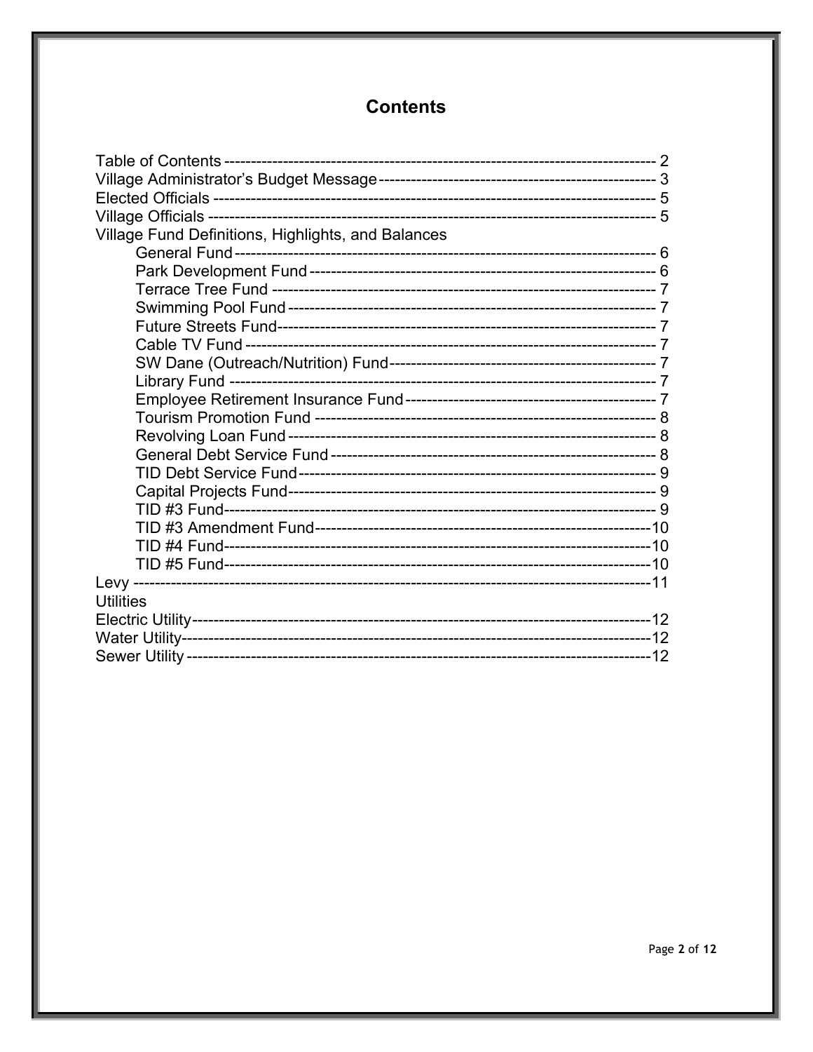# Contents

| Section | Page |
|---|---|
| Table of Contents | 2 |
| Village Administrator's Budget Message | 3 |
| Elected Officials | 5 |
| Village Officials | 5 |
| Village Fund Definitions, Highlights, and Balances | |
| General Fund | 6 |
| Park Development Fund | 6 |
| Terrace Tree Fund | 7 |
| Swimming Pool Fund | 7 |
| Future Streets Fund | 7 |
| Cable TV Fund | 7 |
| SW Dane (Outreach/Nutrition) Fund | 7 |
| Library Fund | 7 |
| Employee Retirement Insurance Fund | 7 |
| Tourism Promotion Fund | 8 |
| Revolving Loan Fund | 8 |
| General Debt Service Fund | 8 |
| TID Debt Service Fund | 9 |
| Capital Projects Fund | 9 |
| TID #3 Fund | 9 |
| TID #3 Amendment Fund | 10 |
| TID #4 Fund | 10 |
| TID #5 Fund | 10 |
| Levy | 11 |
| Utilities | |
| Electric Utility | 12 |
| Water Utility | 12 |
| Sewer Utility | 12 |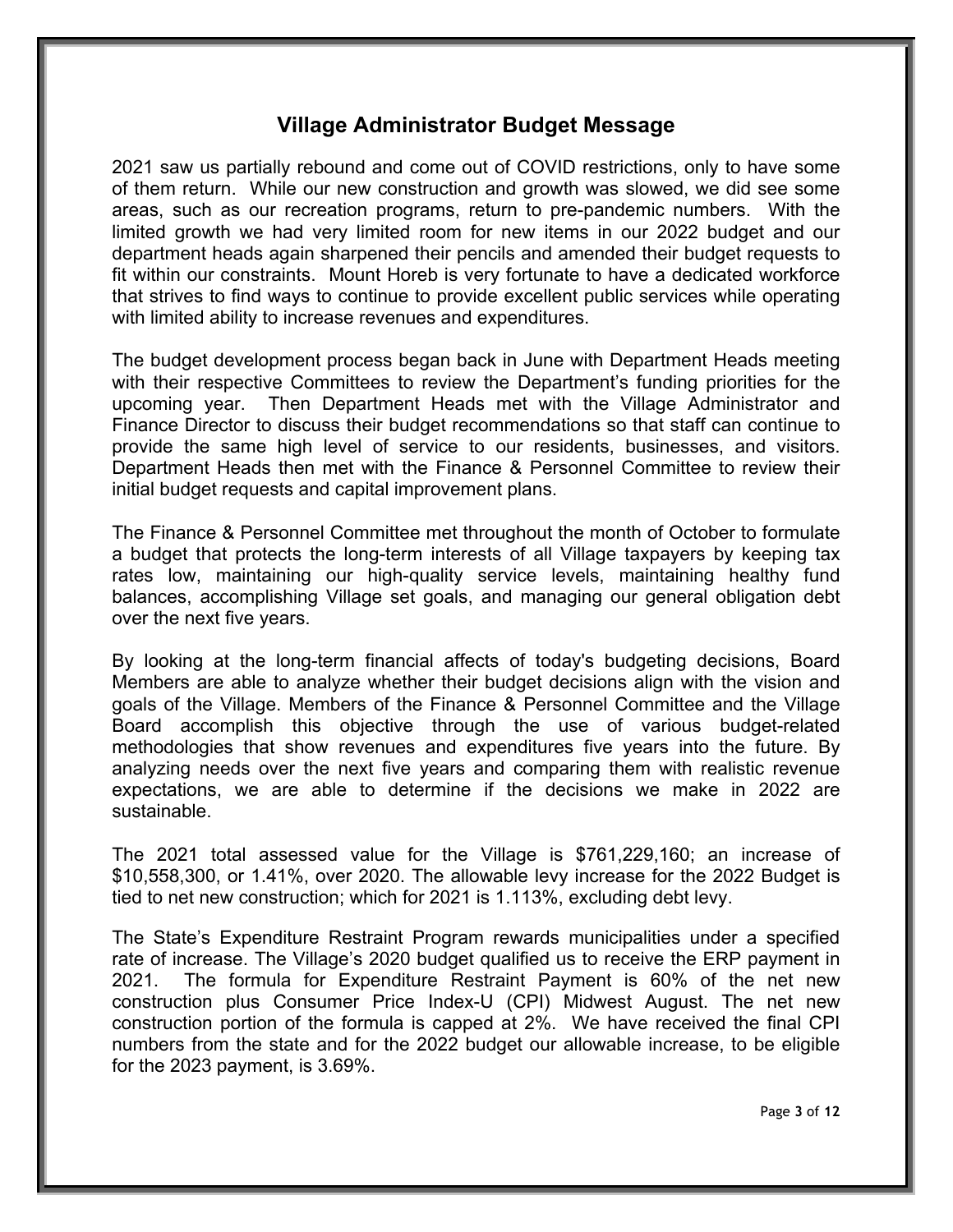# Village Administrator Budget Message

2021 saw us partially rebound and come out of COVID restrictions, only to have some of them return. While our new construction and growth was slowed, we did see some areas, such as our recreation programs, return to pre-pandemic numbers. With the limited growth we had very limited room for new items in our 2022 budget and our department heads again sharpened their pencils and amended their budget requests to fit within our constraints. Mount Horeb is very fortunate to have a dedicated workforce that strives to find ways to continue to provide excellent public services while operating with limited ability to increase revenues and expenditures.

The budget development process began back in June with Department Heads meeting with their respective Committees to review the Department's funding priorities for the upcoming year. Then Department Heads met with the Village Administrator and Finance Director to discuss their budget recommendations so that staff can continue to provide the same high level of service to our residents, businesses, and visitors. Department Heads then met with the Finance & Personnel Committee to review their initial budget requests and capital improvement plans.

The Finance & Personnel Committee met throughout the month of October to formulate a budget that protects the long-term interests of all Village taxpayers by keeping tax rates low, maintaining our high-quality service levels, maintaining healthy fund balances, accomplishing Village set goals, and managing our general obligation debt over the next five years.

By looking at the long-term financial affects of today's budgeting decisions, Board Members are able to analyze whether their budget decisions align with the vision and goals of the Village. Members of the Finance & Personnel Committee and the Village Board accomplish this objective through the use of various budget-related methodologies that show revenues and expenditures five years into the future. By analyzing needs over the next five years and comparing them with realistic revenue expectations, we are able to determine if the decisions we make in 2022 are sustainable.

The 2021 total assessed value for the Village is $761,229,160; an increase of $10,558,300, or 1.41%, over 2020. The allowable levy increase for the 2022 Budget is tied to net new construction; which for 2021 is 1.113%, excluding debt levy.

The State's Expenditure Restraint Program rewards municipalities under a specified rate of increase. The Village's 2020 budget qualified us to receive the ERP payment in 2021. The formula for Expenditure Restraint Payment is 60% of the net new construction plus Consumer Price Index-U (CPI) Midwest August. The net new construction portion of the formula is capped at 2%. We have received the final CPI numbers from the state and for the 2022 budget our allowable increase, to be eligible for the 2023 payment, is 3.69%.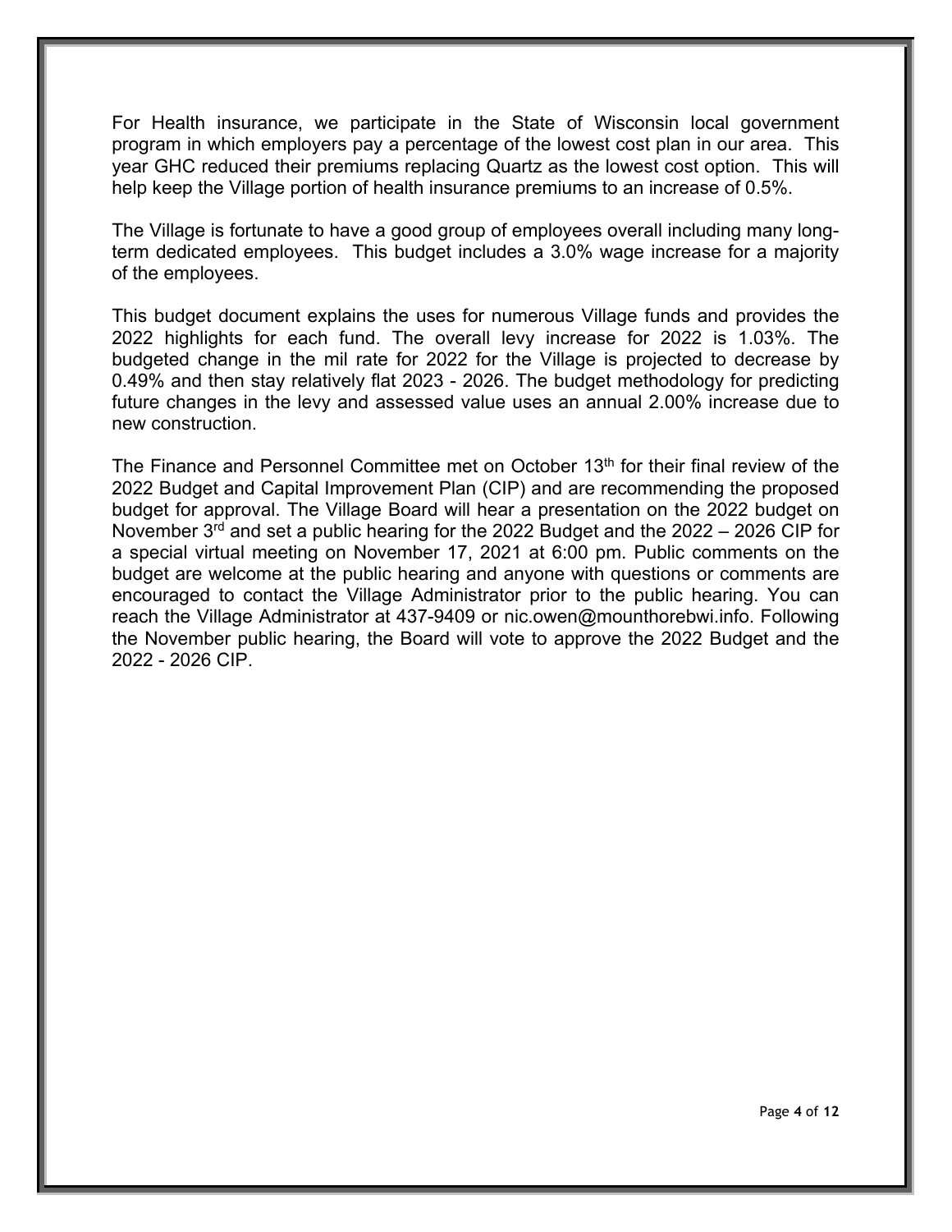For Health insurance, we participate in the State of Wisconsin local government program in which employers pay a percentage of the lowest cost plan in our area. This year GHC reduced their premiums replacing Quartz as the lowest cost option. This will help keep the Village portion of health insurance premiums to an increase of 0.5%.

The Village is fortunate to have a good group of employees overall including many long-term dedicated employees. This budget includes a 3.0% wage increase for a majority of the employees.

This budget document explains the uses for numerous Village funds and provides the 2022 highlights for each fund. The overall levy increase for 2022 is 1.03%. The budgeted change in the mil rate for 2022 for the Village is projected to decrease by 0.49% and then stay relatively flat 2023 - 2026. The budget methodology for predicting future changes in the levy and assessed value uses an annual 2.00% increase due to new construction.

The Finance and Personnel Committee met on October 13th for their final review of the 2022 Budget and Capital Improvement Plan (CIP) and are recommending the proposed budget for approval. The Village Board will hear a presentation on the 2022 budget on November 3rd and set a public hearing for the 2022 Budget and the 2022 – 2026 CIP for a special virtual meeting on November 17, 2021 at 6:00 pm. Public comments on the budget are welcome at the public hearing and anyone with questions or comments are encouraged to contact the Village Administrator prior to the public hearing. You can reach the Village Administrator at 437-9409 or nic.owen@mounthorebwi.info. Following the November public hearing, the Board will vote to approve the 2022 Budget and the 2022 - 2026 CIP.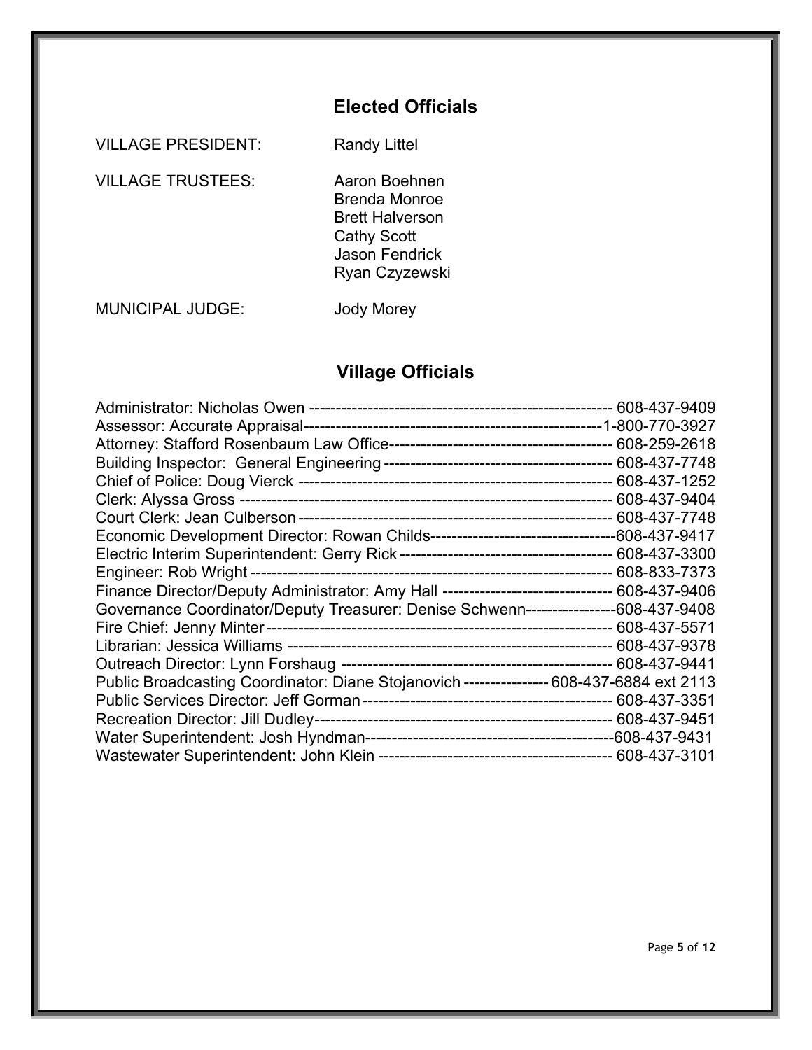## Elected Officials

VILLAGE PRESIDENT: Randy Littel

VILLAGE TRUSTEES:
Aaron Boehnen
Brenda Monroe
Brett Halverson
Cathy Scott
Jason Fendrick
Ryan Czyzewski

MUNICIPAL JUDGE: Jody Morey

## Village Officials

Administrator: Nicholas Owen ---------------------------------------------------------- 608-437-9409
Assessor: Accurate Appraisal--------------------------------------------------------1-800-770-3927
Attorney: Stafford Rosenbaum Law Office------------------------------------------ 608-259-2618
Building Inspector: General Engineering ------------------------------------------- 608-437-7748
Chief of Police: Doug Vierck ----------------------------------------------------------- 608-437-1252
Clerk: Alyssa Gross ------------------------------------------------------------------------ 608-437-9404
Court Clerk: Jean Culberson ------------------------------------------------------------ 608-437-7748
Economic Development Director: Rowan Childs-----------------------------------608-437-9417
Electric Interim Superintendent: Gerry Rick ----------------------------------------- 608-437-3300
Engineer: Rob Wright --------------------------------------------------------------------- 608-833-7373
Finance Director/Deputy Administrator: Amy Hall -------------------------------- 608-437-9406
Governance Coordinator/Deputy Treasurer: Denise Schwenn-----------------608-437-9408
Fire Chief: Jenny Minter ----------------------------------------------------------------- 608-437-5571
Librarian: Jessica Williams -------------------------------------------------------------- 608-437-9378
Outreach Director: Lynn Forshaug ---------------------------------------------------- 608-437-9441
Public Broadcasting Coordinator: Diane Stojanovich ---------------- 608-437-6884 ext 2113
Public Services Director: Jeff Gorman ------------------------------------------------ 608-437-3351
Recreation Director: Jill Dudley--------------------------------------------------------- 608-437-9451
Water Superintendent: Josh Hyndman-----------------------------------------------608-437-9431
Wastewater Superintendent: John Klein ---------------------------------------------- 608-437-3101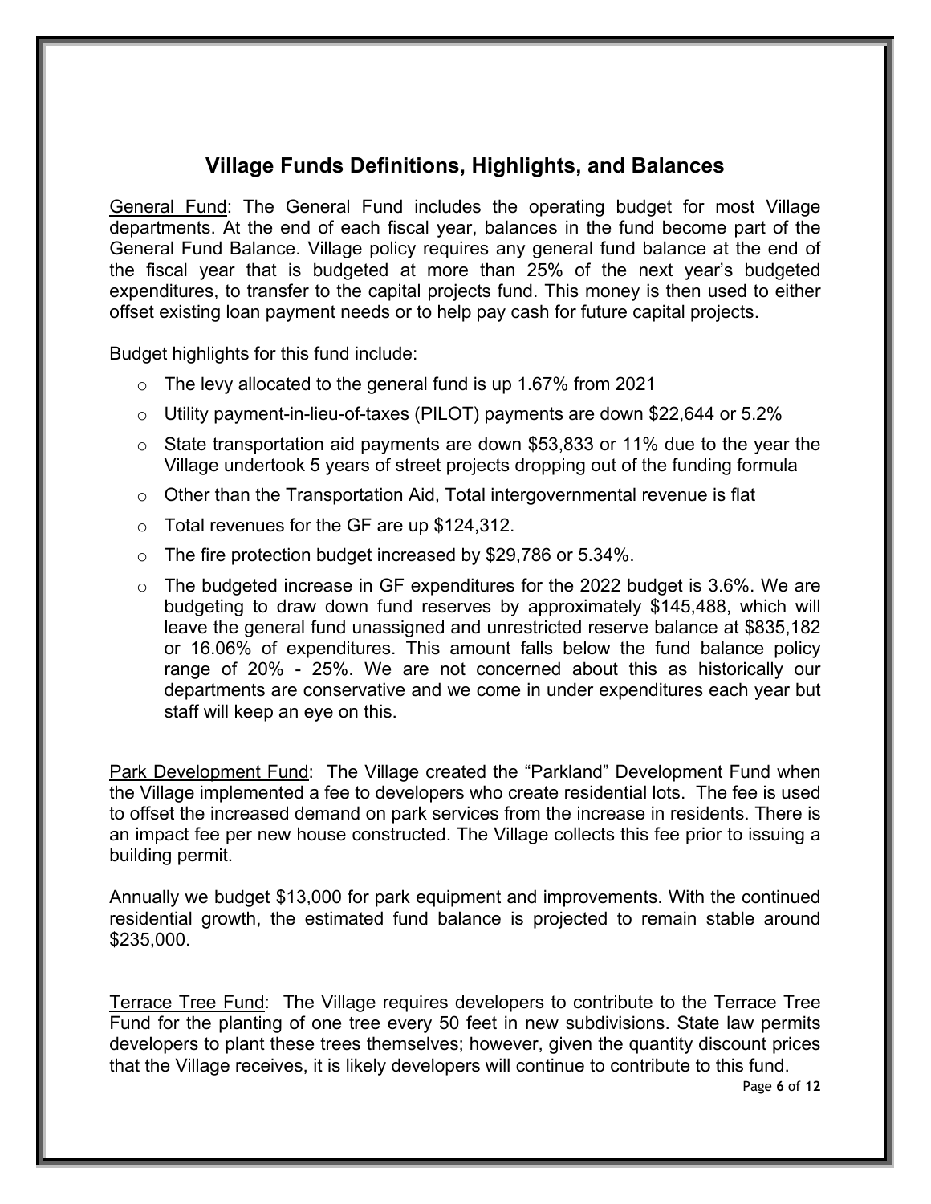## Village Funds Definitions, Highlights, and Balances

<u>General Fund</u>: The General Fund includes the operating budget for most Village departments. At the end of each fiscal year, balances in the fund become part of the General Fund Balance. Village policy requires any general fund balance at the end of the fiscal year that is budgeted at more than 25% of the next year's budgeted expenditures, to transfer to the capital projects fund. This money is then used to either offset existing loan payment needs or to help pay cash for future capital projects.

Budget highlights for this fund include:

- The levy allocated to the general fund is up 1.67% from 2021
- Utility payment-in-lieu-of-taxes (PILOT) payments are down $22,644 or 5.2%
- State transportation aid payments are down $53,833 or 11% due to the year the Village undertook 5 years of street projects dropping out of the funding formula
- Other than the Transportation Aid, Total intergovernmental revenue is flat
- Total revenues for the GF are up $124,312.
- The fire protection budget increased by $29,786 or 5.34%.
- The budgeted increase in GF expenditures for the 2022 budget is 3.6%. We are budgeting to draw down fund reserves by approximately $145,488, which will leave the general fund unassigned and unrestricted reserve balance at $835,182 or 16.06% of expenditures. This amount falls below the fund balance policy range of 20% - 25%. We are not concerned about this as historically our departments are conservative and we come in under expenditures each year but staff will keep an eye on this.

<u>Park Development Fund</u>: The Village created the "Parkland" Development Fund when the Village implemented a fee to developers who create residential lots. The fee is used to offset the increased demand on park services from the increase in residents. There is an impact fee per new house constructed. The Village collects this fee prior to issuing a building permit.

Annually we budget $13,000 for park equipment and improvements. With the continued residential growth, the estimated fund balance is projected to remain stable around $235,000.

<u>Terrace Tree Fund</u>: The Village requires developers to contribute to the Terrace Tree Fund for the planting of one tree every 50 feet in new subdivisions. State law permits developers to plant these trees themselves; however, given the quantity discount prices that the Village receives, it is likely developers will continue to contribute to this fund.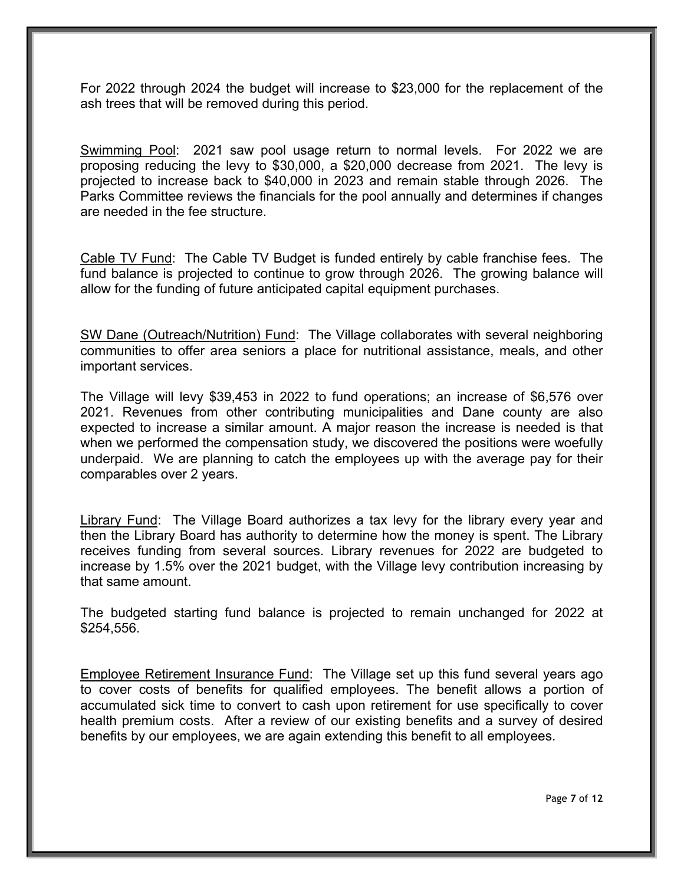For 2022 through 2024 the budget will increase to $23,000 for the replacement of the ash trees that will be removed during this period.

<u>Swimming Pool</u>: 2021 saw pool usage return to normal levels. For 2022 we are proposing reducing the levy to $30,000, a $20,000 decrease from 2021. The levy is projected to increase back to $40,000 in 2023 and remain stable through 2026. The Parks Committee reviews the financials for the pool annually and determines if changes are needed in the fee structure.

<u>Cable TV Fund</u>: The Cable TV Budget is funded entirely by cable franchise fees. The fund balance is projected to continue to grow through 2026. The growing balance will allow for the funding of future anticipated capital equipment purchases.

<u>SW Dane (Outreach/Nutrition) Fund</u>: The Village collaborates with several neighboring communities to offer area seniors a place for nutritional assistance, meals, and other important services.

The Village will levy $39,453 in 2022 to fund operations; an increase of $6,576 over 2021. Revenues from other contributing municipalities and Dane county are also expected to increase a similar amount. A major reason the increase is needed is that when we performed the compensation study, we discovered the positions were woefully underpaid. We are planning to catch the employees up with the average pay for their comparables over 2 years.

<u>Library Fund</u>: The Village Board authorizes a tax levy for the library every year and then the Library Board has authority to determine how the money is spent. The Library receives funding from several sources. Library revenues for 2022 are budgeted to increase by 1.5% over the 2021 budget, with the Village levy contribution increasing by that same amount.

The budgeted starting fund balance is projected to remain unchanged for 2022 at $254,556.

<u>Employee Retirement Insurance Fund</u>: The Village set up this fund several years ago to cover costs of benefits for qualified employees. The benefit allows a portion of accumulated sick time to convert to cash upon retirement for use specifically to cover health premium costs. After a review of our existing benefits and a survey of desired benefits by our employees, we are again extending this benefit to all employees.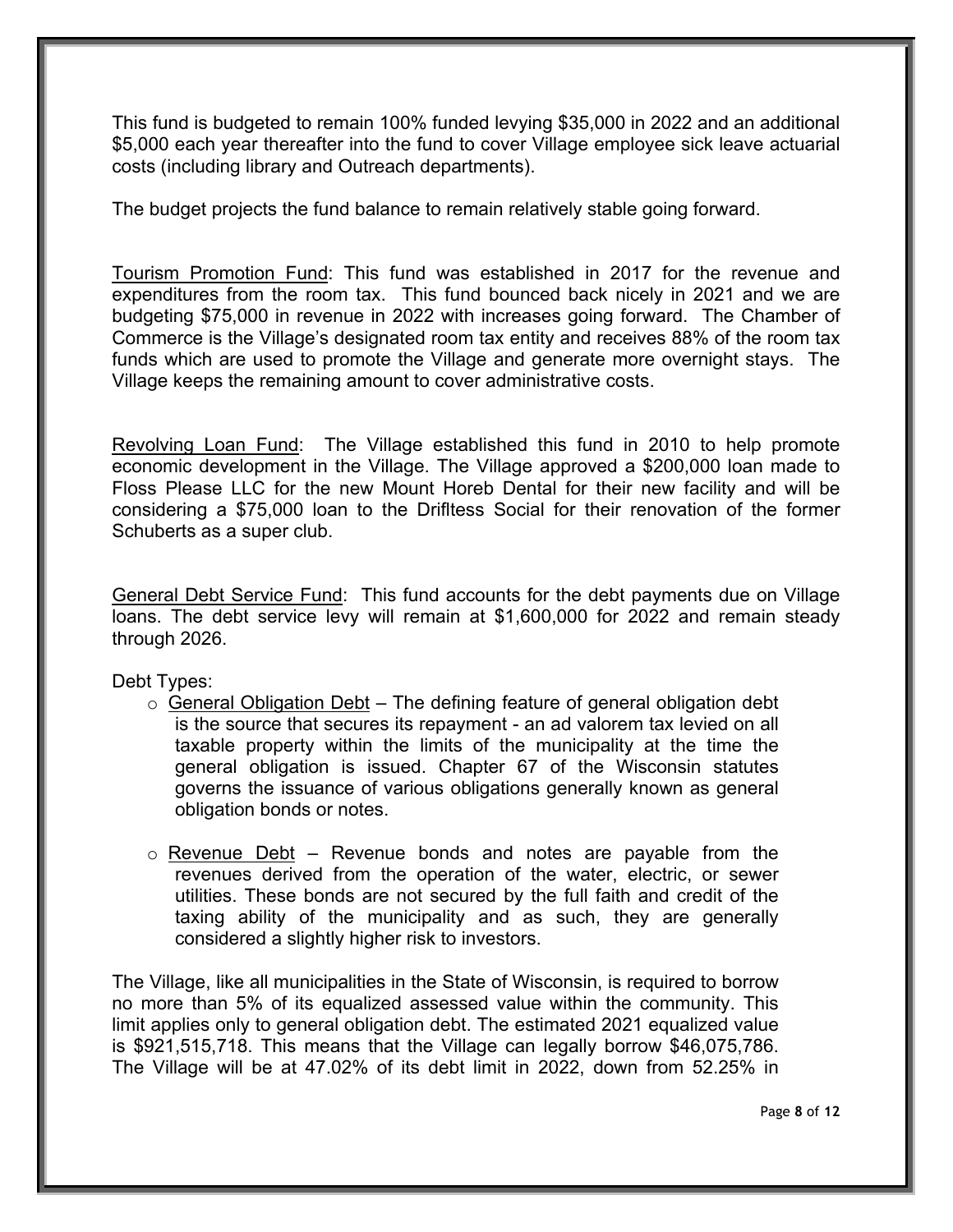This fund is budgeted to remain 100% funded levying $35,000 in 2022 and an additional $5,000 each year thereafter into the fund to cover Village employee sick leave actuarial costs (including library and Outreach departments).

The budget projects the fund balance to remain relatively stable going forward.

Tourism Promotion Fund: This fund was established in 2017 for the revenue and expenditures from the room tax. This fund bounced back nicely in 2021 and we are budgeting $75,000 in revenue in 2022 with increases going forward. The Chamber of Commerce is the Village's designated room tax entity and receives 88% of the room tax funds which are used to promote the Village and generate more overnight stays. The Village keeps the remaining amount to cover administrative costs.

Revolving Loan Fund: The Village established this fund in 2010 to help promote economic development in the Village. The Village approved a $200,000 loan made to Floss Please LLC for the new Mount Horeb Dental for their new facility and will be considering a $75,000 loan to the Drifltess Social for their renovation of the former Schuberts as a super club.

General Debt Service Fund: This fund accounts for the debt payments due on Village loans. The debt service levy will remain at $1,600,000 for 2022 and remain steady through 2026.

Debt Types:

- General Obligation Debt – The defining feature of general obligation debt is the source that secures its repayment - an ad valorem tax levied on all taxable property within the limits of the municipality at the time the general obligation is issued. Chapter 67 of the Wisconsin statutes governs the issuance of various obligations generally known as general obligation bonds or notes.

- Revenue Debt – Revenue bonds and notes are payable from the revenues derived from the operation of the water, electric, or sewer utilities. These bonds are not secured by the full faith and credit of the taxing ability of the municipality and as such, they are generally considered a slightly higher risk to investors.

The Village, like all municipalities in the State of Wisconsin, is required to borrow no more than 5% of its equalized assessed value within the community. This limit applies only to general obligation debt. The estimated 2021 equalized value is $921,515,718. This means that the Village can legally borrow $46,075,786. The Village will be at 47.02% of its debt limit in 2022, down from 52.25% in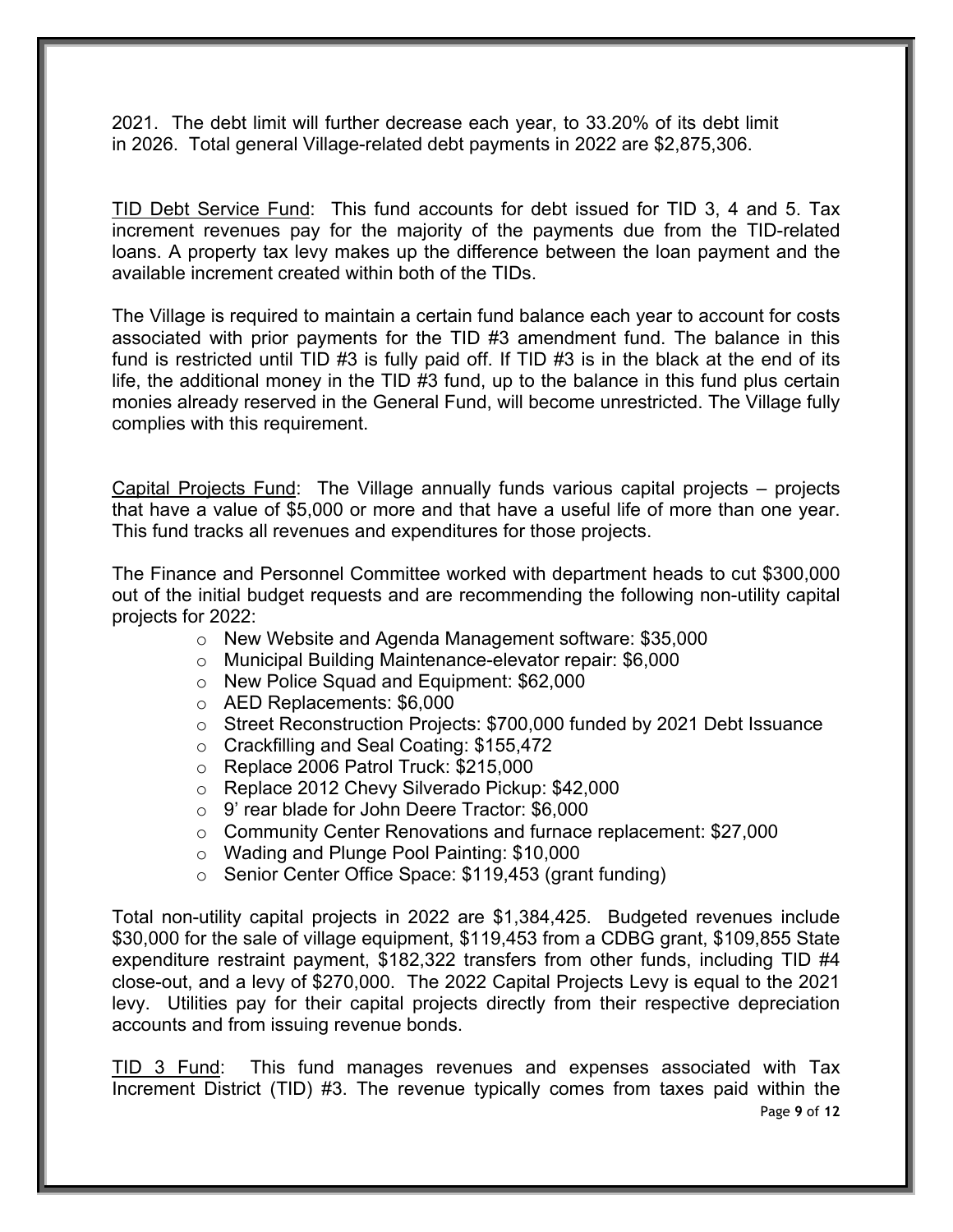2021. The debt limit will further decrease each year, to 33.20% of its debt limit in 2026. Total general Village-related debt payments in 2022 are $2,875,306.

<u>TID Debt Service Fund</u>: This fund accounts for debt issued for TID 3, 4 and 5. Tax increment revenues pay for the majority of the payments due from the TID-related loans. A property tax levy makes up the difference between the loan payment and the available increment created within both of the TIDs.

The Village is required to maintain a certain fund balance each year to account for costs associated with prior payments for the TID #3 amendment fund. The balance in this fund is restricted until TID #3 is fully paid off. If TID #3 is in the black at the end of its life, the additional money in the TID #3 fund, up to the balance in this fund plus certain monies already reserved in the General Fund, will become unrestricted. The Village fully complies with this requirement.

<u>Capital Projects Fund</u>: The Village annually funds various capital projects – projects that have a value of $5,000 or more and that have a useful life of more than one year. This fund tracks all revenues and expenditures for those projects.

The Finance and Personnel Committee worked with department heads to cut $300,000 out of the initial budget requests and are recommending the following non-utility capital projects for 2022:

- New Website and Agenda Management software: $35,000
- Municipal Building Maintenance-elevator repair: $6,000
- New Police Squad and Equipment: $62,000
- AED Replacements: $6,000
- Street Reconstruction Projects: $700,000 funded by 2021 Debt Issuance
- Crackfilling and Seal Coating: $155,472
- Replace 2006 Patrol Truck: $215,000
- Replace 2012 Chevy Silverado Pickup: $42,000
- 9' rear blade for John Deere Tractor: $6,000
- Community Center Renovations and furnace replacement: $27,000
- Wading and Plunge Pool Painting: $10,000
- Senior Center Office Space: $119,453 (grant funding)

Total non-utility capital projects in 2022 are $1,384,425. Budgeted revenues include $30,000 for the sale of village equipment, $119,453 from a CDBG grant, $109,855 State expenditure restraint payment, $182,322 transfers from other funds, including TID #4 close-out, and a levy of $270,000. The 2022 Capital Projects Levy is equal to the 2021 levy. Utilities pay for their capital projects directly from their respective depreciation accounts and from issuing revenue bonds.

<u>TID 3 Fund</u>: This fund manages revenues and expenses associated with Tax Increment District (TID) #3. The revenue typically comes from taxes paid within the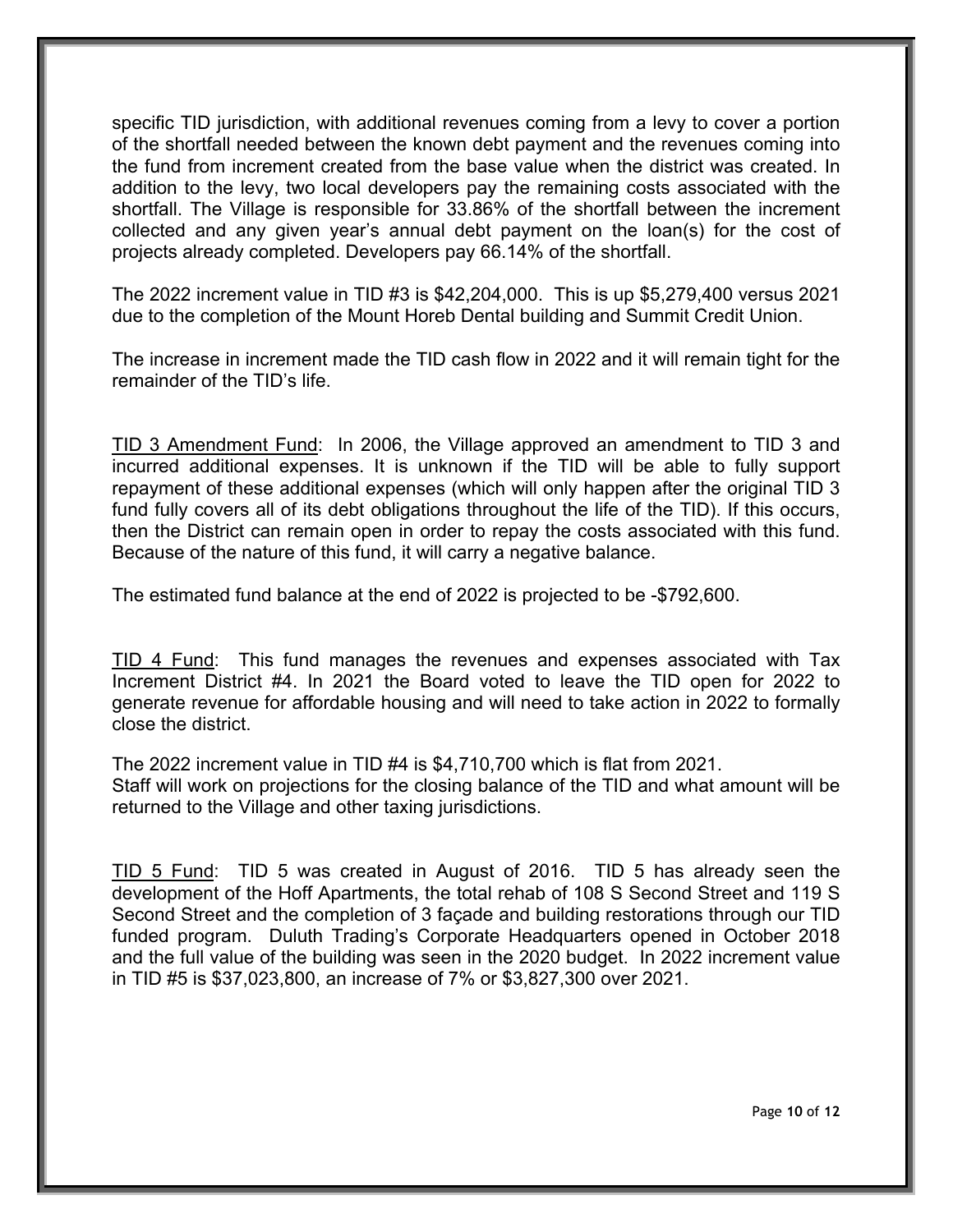specific TID jurisdiction, with additional revenues coming from a levy to cover a portion of the shortfall needed between the known debt payment and the revenues coming into the fund from increment created from the base value when the district was created. In addition to the levy, two local developers pay the remaining costs associated with the shortfall. The Village is responsible for 33.86% of the shortfall between the increment collected and any given year's annual debt payment on the loan(s) for the cost of projects already completed. Developers pay 66.14% of the shortfall.

The 2022 increment value in TID #3 is $42,204,000. This is up $5,279,400 versus 2021 due to the completion of the Mount Horeb Dental building and Summit Credit Union.

The increase in increment made the TID cash flow in 2022 and it will remain tight for the remainder of the TID's life.

<u>TID 3 Amendment Fund</u>: In 2006, the Village approved an amendment to TID 3 and incurred additional expenses. It is unknown if the TID will be able to fully support repayment of these additional expenses (which will only happen after the original TID 3 fund fully covers all of its debt obligations throughout the life of the TID). If this occurs, then the District can remain open in order to repay the costs associated with this fund. Because of the nature of this fund, it will carry a negative balance.

The estimated fund balance at the end of 2022 is projected to be -$792,600.

<u>TID 4 Fund</u>: This fund manages the revenues and expenses associated with Tax Increment District #4. In 2021 the Board voted to leave the TID open for 2022 to generate revenue for affordable housing and will need to take action in 2022 to formally close the district.

The 2022 increment value in TID #4 is $4,710,700 which is flat from 2021.
Staff will work on projections for the closing balance of the TID and what amount will be returned to the Village and other taxing jurisdictions.

<u>TID 5 Fund</u>: TID 5 was created in August of 2016. TID 5 has already seen the development of the Hoff Apartments, the total rehab of 108 S Second Street and 119 S Second Street and the completion of 3 façade and building restorations through our TID funded program. Duluth Trading's Corporate Headquarters opened in October 2018 and the full value of the building was seen in the 2020 budget. In 2022 increment value in TID #5 is $37,023,800, an increase of 7% or $3,827,300 over 2021.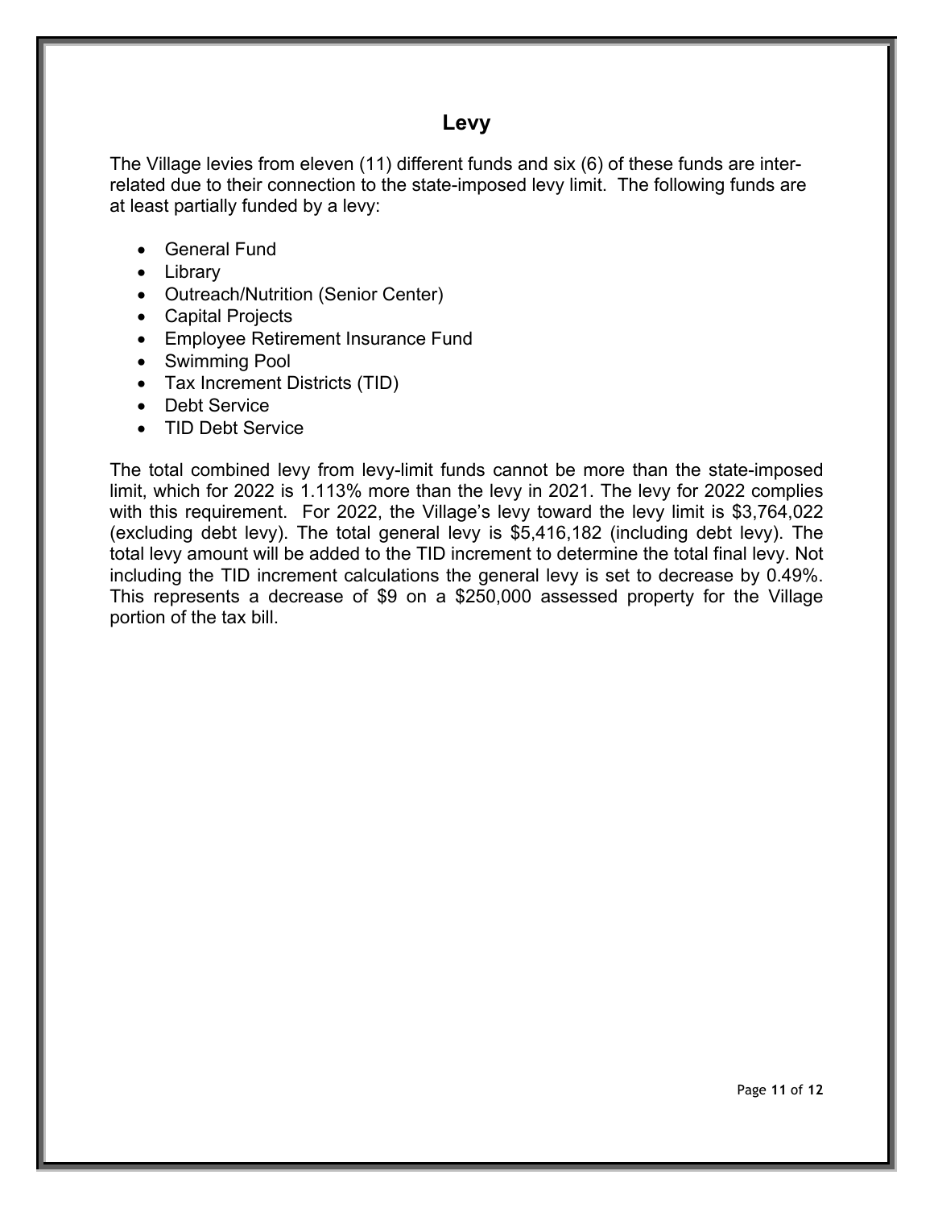# Levy

The Village levies from eleven (11) different funds and six (6) of these funds are inter-related due to their connection to the state-imposed levy limit. The following funds are at least partially funded by a levy:

- General Fund
- Library
- Outreach/Nutrition (Senior Center)
- Capital Projects
- Employee Retirement Insurance Fund
- Swimming Pool
- Tax Increment Districts (TID)
- Debt Service
- TID Debt Service

The total combined levy from levy-limit funds cannot be more than the state-imposed limit, which for 2022 is 1.113% more than the levy in 2021. The levy for 2022 complies with this requirement. For 2022, the Village's levy toward the levy limit is $3,764,022 (excluding debt levy). The total general levy is $5,416,182 (including debt levy). The total levy amount will be added to the TID increment to determine the total final levy. Not including the TID increment calculations the general levy is set to decrease by 0.49%. This represents a decrease of $9 on a $250,000 assessed property for the Village portion of the tax bill.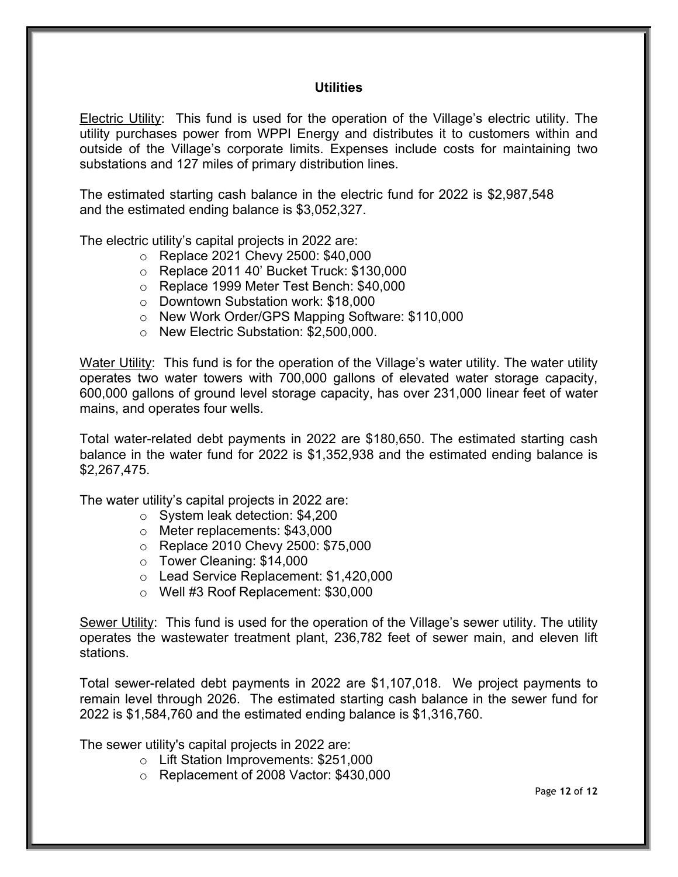## Utilities

Electric Utility: This fund is used for the operation of the Village's electric utility. The utility purchases power from WPPI Energy and distributes it to customers within and outside of the Village's corporate limits. Expenses include costs for maintaining two substations and 127 miles of primary distribution lines.

The estimated starting cash balance in the electric fund for 2022 is $2,987,548 and the estimated ending balance is $3,052,327.

The electric utility's capital projects in 2022 are:

- Replace 2021 Chevy 2500: $40,000
- Replace 2011 40' Bucket Truck: $130,000
- Replace 1999 Meter Test Bench: $40,000
- Downtown Substation work: $18,000
- New Work Order/GPS Mapping Software: $110,000
- New Electric Substation: $2,500,000.

Water Utility: This fund is for the operation of the Village's water utility. The water utility operates two water towers with 700,000 gallons of elevated water storage capacity, 600,000 gallons of ground level storage capacity, has over 231,000 linear feet of water mains, and operates four wells.

Total water-related debt payments in 2022 are $180,650. The estimated starting cash balance in the water fund for 2022 is $1,352,938 and the estimated ending balance is $2,267,475.

The water utility's capital projects in 2022 are:

- System leak detection: $4,200
- Meter replacements: $43,000
- Replace 2010 Chevy 2500: $75,000
- Tower Cleaning: $14,000
- Lead Service Replacement: $1,420,000
- Well #3 Roof Replacement: $30,000

Sewer Utility: This fund is used for the operation of the Village's sewer utility. The utility operates the wastewater treatment plant, 236,782 feet of sewer main, and eleven lift stations.

Total sewer-related debt payments in 2022 are $1,107,018. We project payments to remain level through 2026. The estimated starting cash balance in the sewer fund for 2022 is $1,584,760 and the estimated ending balance is $1,316,760.

The sewer utility's capital projects in 2022 are:

- Lift Station Improvements: $251,000
- Replacement of 2008 Vactor: $430,000